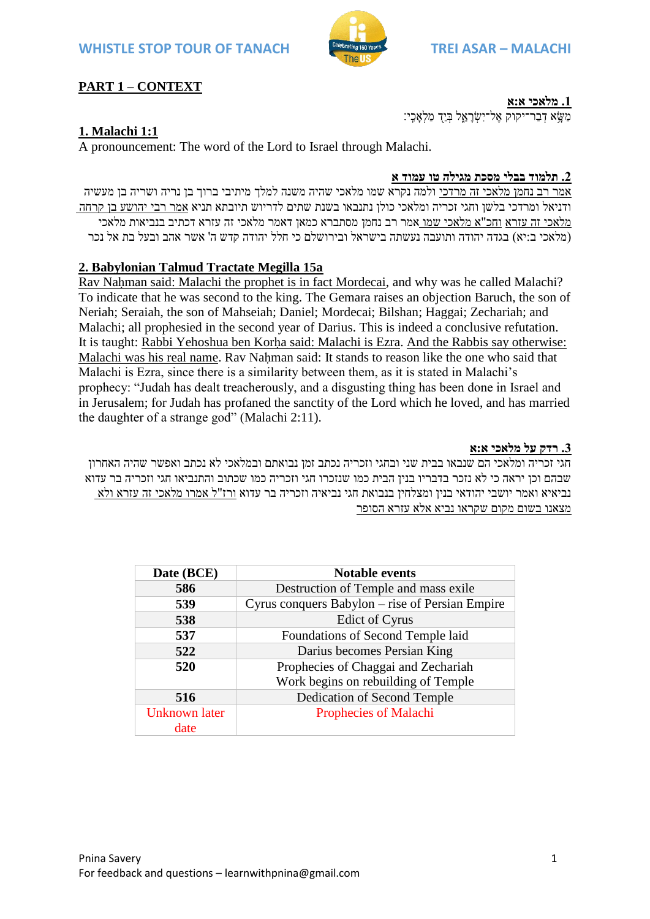## PART 1 – CONTEXT

**1. מלאכי א:א**

מַשָּׂ֥א דְבַר־יקוק אֶל־יִשְׂרָאֵ֑ל בְּיַ֖ד מַלְאָכִֽי׃

**1. Malachi 1:1**

A pronouncement: The word of the Lord to Israel through Malachi.

**2. תלמוד בבלי מסכת מגילה טו עמוד א**

אמר רב נחמן מלאכי זה מרדכי ולמה נקרא שמו מלאכי שהיה משנה למלך מיתיבי ברוך בן נריה ושריה בן מעשיה ודניאל ומרדכי בלשן וחגי זכריה ומלאכי כולן נתנבאו בשנת שתים לדריוש תיובתא תניא אמר רבי יהושע בן קרחה מלאכי זה עזרא וחכ"א מלאכי שמו אמר רב נחמן מסתברא כמאן דאמר מלאכי זה עזרא דכתיב בנביאות מלאכי (מלאכי ב:יא) בגדה יהודה ותועבה נעשתה בישראל ובירושלם כי חלל יהודה קדש ה' אשר אהב ובעל בת אל נכר

**2. Babylonian Talmud Tractate Megilla 15a**

Rav Naḥman said: Malachi the prophet is in fact Mordecai, and why was he called Malachi? To indicate that he was second to the king. The Gemara raises an objection Baruch, the son of Neriah; Seraiah, the son of Mahseiah; Daniel; Mordecai; Bilshan; Haggai; Zechariah; and Malachi; all prophesied in the second year of Darius. This is indeed a conclusive refutation. It is taught: Rabbi Yehoshua ben Korḥa said: Malachi is Ezra. And the Rabbis say otherwise: Malachi was his real name. Rav Naḥman said: It stands to reason like the one who said that Malachi is Ezra, since there is a similarity between them, as it is stated in Malachi's prophecy: "Judah has dealt treacherously, and a disgusting thing has been done in Israel and in Jerusalem; for Judah has profaned the sanctity of the Lord which he loved, and has married the daughter of a strange god" (Malachi 2:11).

**3. רדק על מלאכי א:א**

חגי זכריה ומלאכי הם שנבאו בבית שני ובחגי וזכריה נכתב זמן נבואתם ובמלאכי לא נכתב ואפשר שהיה האחרון שבהם וכן יראה כי לא נזכר בדבריו בנין הבית כמו שנזכרו חגי וזכריה כמו שכתוב והתנביאו חגי וזכריה בר עדוא נביאיא ואמר יושבי יהודאי בנין ומצלחין בנבואת חגי נביאיה וזכריה בר עדוא ורז"ל אמרו מלאכי זה עזרא ולא מצאנו בשום מקום שקראו נביא אלא עזרא הסופר

| Date (BCE) | Notable events |
|---|---|
| 586 | Destruction of Temple and mass exile |
| 539 | Cyrus conquers Babylon – rise of Persian Empire |
| 538 | Edict of Cyrus |
| 537 | Foundations of Second Temple laid |
| 522 | Darius becomes Persian King |
| 520 | Prophecies of Chaggai and Zechariah<br>Work begins on rebuilding of Temple |
| 516 | Dedication of Second Temple |
| Unknown later date | Prophecies of Malachi |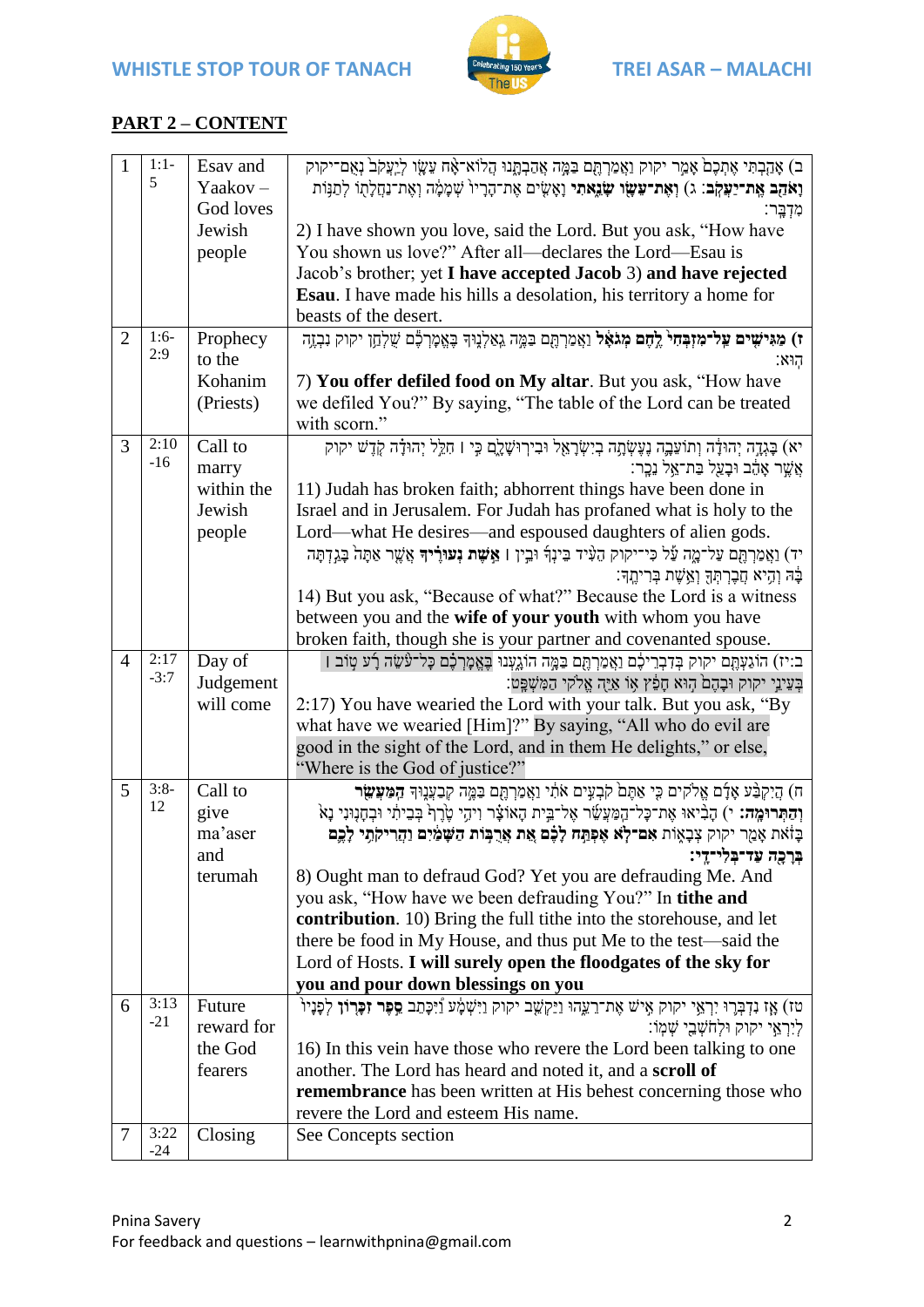## PART 2 – CONTENT

| | | | |
|---|---|---|---|
| 1 | 1:1-5 | Esav and Yaakov – God loves Jewish people | ב) אָהַבְתִּי אֶתְכֶם אָמַר יקוק וַאֲמַרְתֶּם בַּמָּה אֲהַבְתָּנוּ הֲלוֹא־אָח עֵשָׂו לְיַעֲקֹב נְאֻם־יקוק **וָאֹהַב אֶת־יַעֲקֹב**: ג) **וְאֶת־עֵשָׂו שָׂנֵאתִי** וָאָשִׂים אֶת־הָרָיו שְׁמָמָה וְאֶת־נַחֲלָתוֹ לְתַנּוֹת מִדְבָּר: <br> 2) I have shown you love, said the Lord. But you ask, "How have You shown us love?" After all—declares the Lord—Esau is Jacob's brother; yet **I have accepted Jacob** 3) **and have rejected Esau**. I have made his hills a desolation, his territory a home for beasts of the desert. |
| 2 | 1:6-2:9 | Prophecy to the Kohanim (Priests) | ז) **מַגִּישִׁים עַל־מִזְבְּחִי לֶחֶם מְגֹאָל** וַאֲמַרְתֶּם בַּמֶּה גֵאַלְנוּךָ בֶּאֱמָרְכֶם שֻׁלְחַן יקוק נִבְזֶה הוּא: <br> 7) **You offer defiled food on My altar**. But you ask, "How have we defiled You?" By saying, "The table of the Lord can be treated with scorn." |
| 3 | 2:10-16 | Call to marry within the Jewish people | יא) בָּגְדָה יְהוּדָה וְתוֹעֵבָה נֶעֶשְׂתָה בְיִשְׂרָאֵל וּבִירוּשָׁלָ͏ִם כִּי ׀ חִלֵּל יְהוּדָה קֹדֶשׁ יקוק אֲשֶׁר אָהֵב וּבָעַל בַּת־אֵל נֵכָר: <br> 11) Judah has broken faith; abhorrent things have been done in Israel and in Jerusalem. For Judah has profaned what is holy to the Lord—what He desires—and espoused daughters of alien gods. <br> יד) וַאֲמַרְתֶּם עַל־מָה עַל כִּי־יקוק הֵעִיד בֵּינְךָ וּבֵין ׀ **אֵשֶׁת נְעוּרֶיךָ** אֲשֶׁר אַתָּה בָּגַדְתָּה בָּהּ וְהִיא חֲבֶרְתְּךָ וְאֵשֶׁת בְּרִיתֶךָ: <br> 14) But you ask, "Because of what?" Because the Lord is a witness between you and the **wife of your youth** with whom you have broken faith, though she is your partner and covenanted spouse. |
| 4 | 2:17-3:7 | Day of Judgement will come | ב:יז) הוֹגַעְתֶּם יקוק בְּדִבְרֵיכֶם וַאֲמַרְתֶּם בַּמָּה הוֹגָעְנוּ בֶּאֱמָרְכֶם כָּל־עֹשֵׂה רָע טוֹב ׀ בְּעֵינֵי יקוק וּבָהֶם הוּא חָפֵץ אוֹ אַיֵּה אֱלֹקי הַמִּשְׁפָּט: <br> 2:17) You have wearied the Lord with your talk. But you ask, "By what have we wearied [Him]?" By saying, "All who do evil are good in the sight of the Lord, and in them He delights," or else, "Where is the God of justice?" |
| 5 | 3:8-12 | Call to give ma'aser and terumah | ח) הֲיִקְבַּע אָדָם אֱלֹקים כִּי אַתֶּם קֹבְעִים אֹתִי וַאֲמַרְתֶּם בַּמֶּה קְבַעֲנוּךָ **הַמַּעֲשֵׂר וְהַתְּרוּמָה**: י) הָבִיאוּ אֶת־כָּל־הַמַּעֲשֵׂר אֶל־בֵּית הָאוֹצָר וִיהִי טֶרֶף בְּבֵיתִי וּבְחָנוּנִי נָא בָּזֹאת אָמַר יקוק צְבָאוֹת **אִם־לֹא אֶפְתַּח לָכֶם אֵת אֲרֻבּוֹת הַשָּׁמַיִם וַהֲרִיקֹתִי לָכֶם בְּרָכָה עַד־בְּלִי־דָי**: <br> 8) Ought man to defraud God? Yet you are defrauding Me. And you ask, "How have we been defrauding You?" In **tithe and contribution**. 10) Bring the full tithe into the storehouse, and let there be food in My House, and thus put Me to the test—said the Lord of Hosts. **I will surely open the floodgates of the sky for you and pour down blessings on you** |
| 6 | 3:13-21 | Future reward for the God fearers | טז) אָז נִדְבְּרוּ יִרְאֵי יקוק אִישׁ אֶת־רֵעֵהוּ וַיַּקְשֵׁב יקוק וַיִּשְׁמָע וַיִּכָּתֵב **סֵפֶר זִכָּרוֹן** לְפָנָיו לְיִרְאֵי יקוק וּלְחֹשְׁבֵי שְׁמוֹ: <br> 16) In this vein have those who revere the Lord been talking to one another. The Lord has heard and noted it, and a **scroll of remembrance** has been written at His behest concerning those who revere the Lord and esteem His name. |
| 7 | 3:22-24 | Closing | See Concepts section |

Pnina Savery
For feedback and questions – learnwithpnina@gmail.com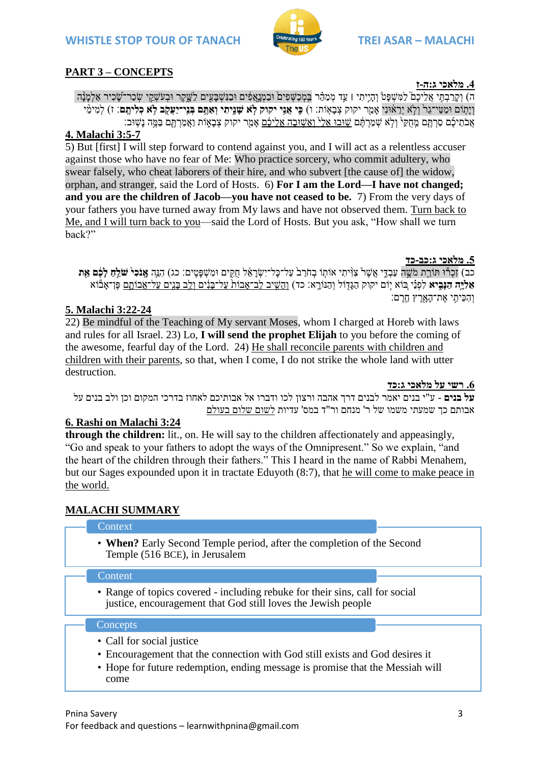## PART 3 – CONCEPTS

**4. מלאכי ג:ה-ז**

ה) וְקָרַבְתִּי אֲלֵיכֶם לַמִּשְׁפָּט וְהָיִיתִי ׀ עֵד מְמַהֵר בַּמְכַשְּׁפִים וּבַמְנָאֲפִים וּבַנִּשְׁבָּעִים לַשָּׁקֶר וּבְעֹשְׁקֵי שְׂכַר־שָׂכִיר אַלְמָנָה וְיָתוֹם וּמַטֵּי־גֵר וְלֹא יְרֵאוּנִי אָמַר יקוק צְבָאוֹת: ו) **כִּי אֲנִי יקוק לֹא שָׁנִיתִי וְאַתֶּם בְּנֵי־יַעֲקֹב לֹא כְלִיתֶם**: ז) לְמִימֵי אֲבֹתֵיכֶם סַרְתֶּם מֵחֻקַּי וְלֹא שְׁמַרְתֶּם שׁוּבוּ אֵלַי וְאָשׁוּבָה אֲלֵיכֶם אָמַר יקוק צְבָאוֹת וַאֲמַרְתֶּם בַּמֶּה נָשׁוּב:

**4. Malachi 3:5-7**

5) But [first] I will step forward to contend against you, and I will act as a relentless accuser against those who have no fear of Me: Who practice sorcery, who commit adultery, who swear falsely, who cheat laborers of their hire, and who subvert [the cause of] the widow, orphan, and stranger, said the Lord of Hosts. 6) **For I am the Lord—I have not changed; and you are the children of Jacob—you have not ceased to be.** 7) From the very days of your fathers you have turned away from My laws and have not observed them. Turn back to Me, and I will turn back to you—said the Lord of Hosts. But you ask, "How shall we turn back?"

**5. מלאכי ג:כב-כד**

כב) זִכְרוּ תּוֹרַת מֹשֶׁה עַבְדִּי אֲשֶׁר צִוִּיתִי אוֹתוֹ בְחֹרֵב עַל־כָּל־יִשְׂרָאֵל חֻקִּים וּמִשְׁפָּטִים: כג) הִנֵּה **אָנֹכִי שֹׁלֵחַ לָכֶם אֵת אֵלִיָּה הַנָּבִיא** לִפְנֵי בּוֹא יוֹם יקוק הַגָּדוֹל וְהַנּוֹרָא: כד) וְהֵשִׁיב לֵב־אָבוֹת עַל־בָּנִים וְלֵב בָּנִים עַל־אֲבוֹתָם פֶּן־אָבוֹא וְהִכֵּיתִי אֶת־הָאָרֶץ חֵרֶם:

**5. Malachi 3:22-24**

22) Be mindful of the Teaching of My servant Moses, whom I charged at Horeb with laws and rules for all Israel. 23) Lo, **I will send the prophet Elijah** to you before the coming of the awesome, fearful day of the Lord. 24) He shall reconcile parents with children and children with their parents, so that, when I come, I do not strike the whole land with utter destruction.

**6. רשי על מלאכי ג:כד**

**על בנים** - ע"י בנים יאמר לבנים דרך אהבה ורצון לכו ודברו אל אבותיכם לאחוז בדרכי המקום וכן ולב בנים על אבותם כך שמעתי משמו של ר' מנחם ורז"ל במס' עדיות לשום שלום בעולם

**6. Rashi on Malachi 3:24**

**through the children:** lit., on. He will say to the children affectionately and appeasingly, "Go and speak to your fathers to adopt the ways of the Omnipresent." So we explain, "and the heart of the children through their fathers." This I heard in the name of Rabbi Menahem, but our Sages expounded upon it in tractate Eduyoth (8:7), that he will come to make peace in the world.

## MALACHI SUMMARY

**Context**

- **When?** Early Second Temple period, after the completion of the Second Temple (516 BCE), in Jerusalem

**Content**

- Range of topics covered - including rebuke for their sins, call for social justice, encouragement that God still loves the Jewish people

**Concepts**

- Call for social justice
- Encouragement that the connection with God still exists and God desires it
- Hope for future redemption, ending message is promise that the Messiah will come

Pnina Savery
For feedback and questions – learnwithpnina@gmail.com